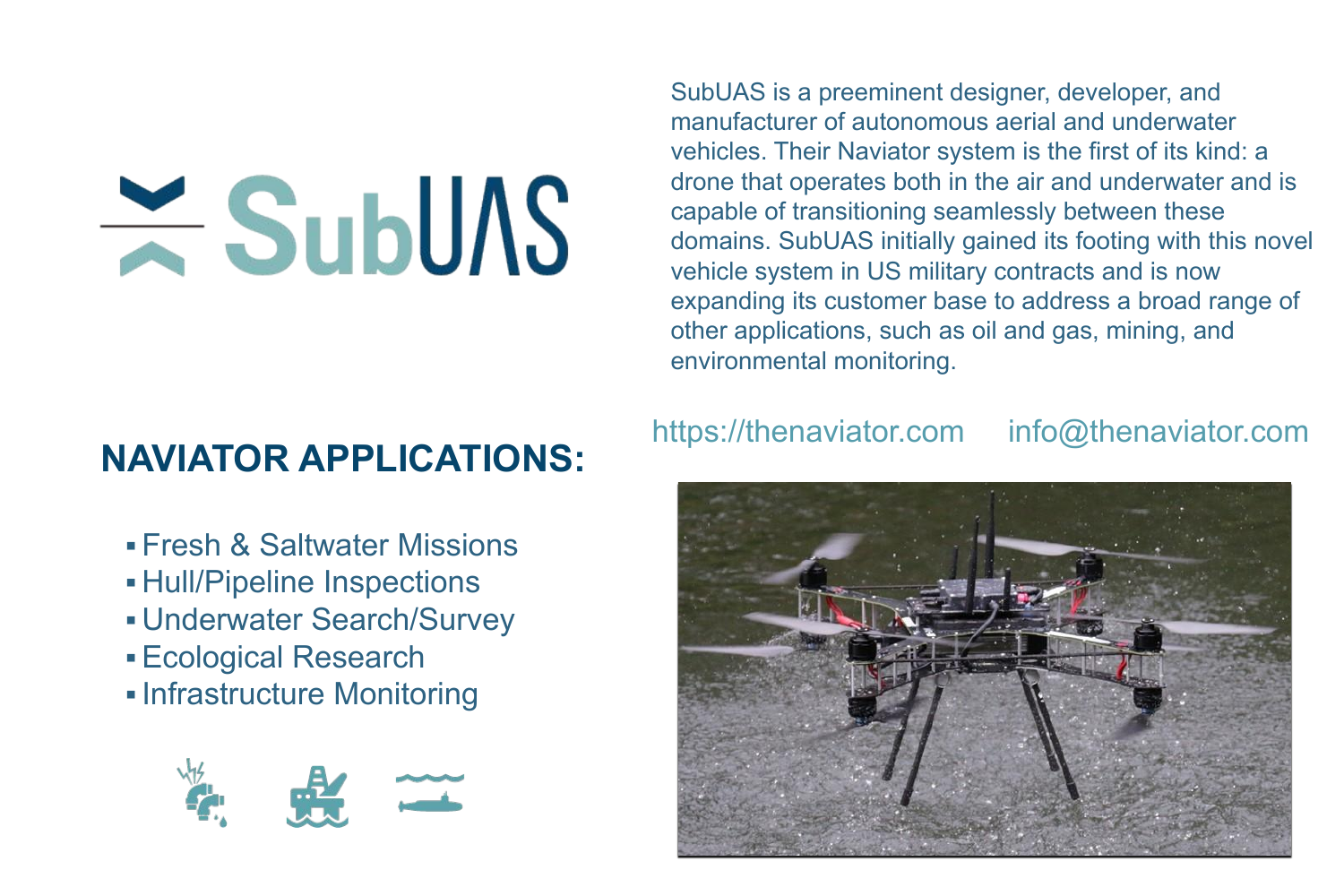# SubUAS

SubUAS is a preeminent designer, developer, and manufacturer of autonomous aerial and underwater vehicles. Their Naviator system is the first of its kind: a drone that operates both in the air and underwater and is capable of transitioning seamlessly between these domains. SubUAS initially gained its footing with this novel vehicle system in US military contracts and is now expanding its customer base to address a broad range of other applications, such as oil and gas, mining, and environmental monitoring.

https://thenaviator.com     info@thenaviator.com

## NAVIATOR APPLICATIONS:

- Fresh & Saltwater Missions
- Hull/Pipeline Inspections
- Underwater Search/Survey
- Ecological Research
- Infrastructure Monitoring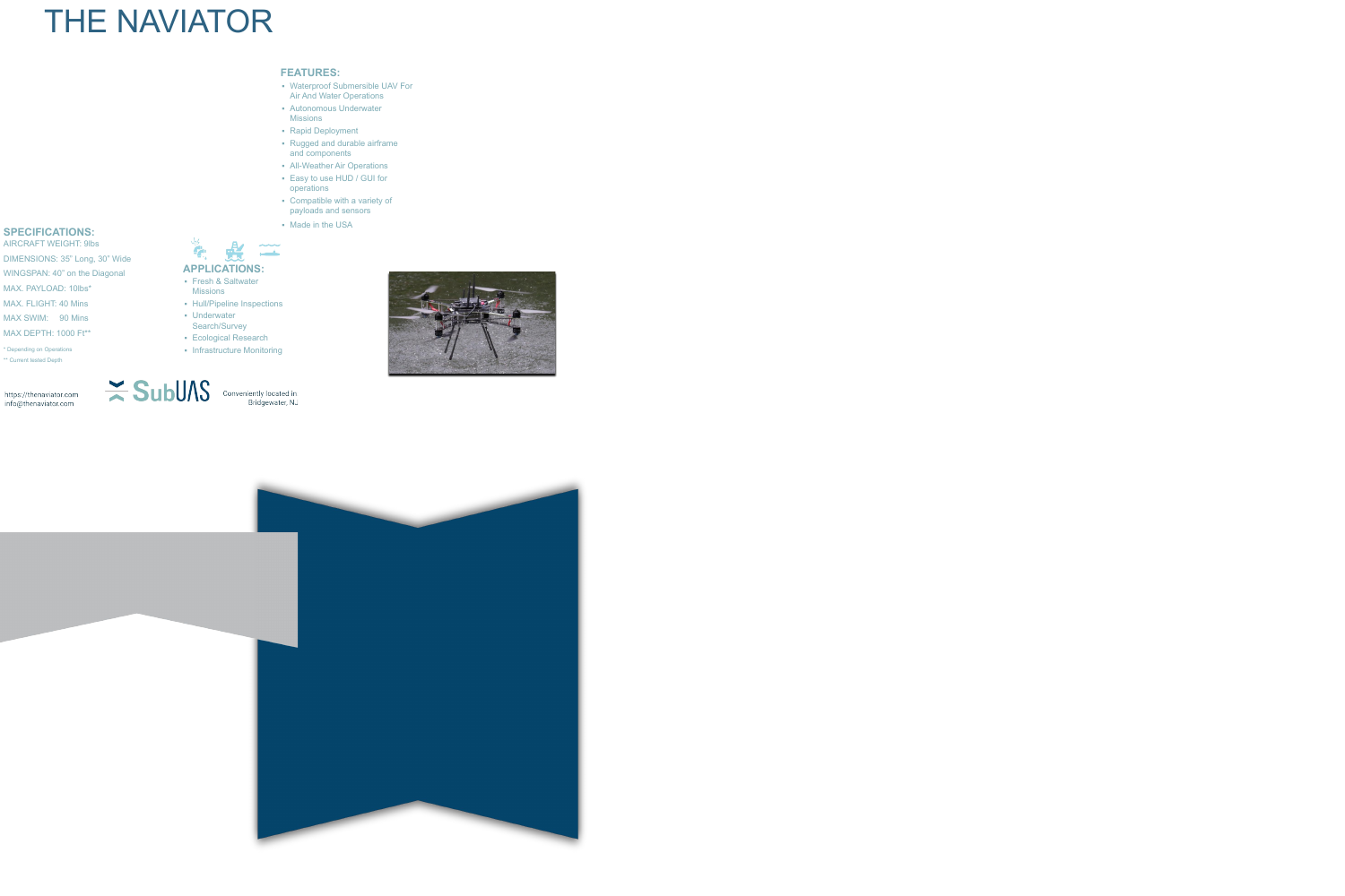# THE NAVIATOR

## FEATURES:

- Waterproof Submersible UAV For Air And Water Operations
- Autonomous Underwater Missions
- Rapid Deployment
- Rugged and durable airframe and components
- All-Weather Air Operations
- Easy to use HUD / GUI for operations
- Compatible with a variety of payloads and sensors
- Made in the USA

## SPECIFICATIONS:

AIRCRAFT WEIGHT: 9lbs

DIMENSIONS: 35" Long, 30" Wide

WINGSPAN: 40" on the Diagonal

MAX. PAYLOAD: 10lbs*

MAX. FLIGHT: 40 Mins

MAX SWIM: 90 Mins

MAX DEPTH: 1000 Ft**

\* Depending on Operations

\** Current tested Depth

## APPLICATIONS:

- Fresh & Saltwater Missions
- Hull/Pipeline Inspections
- Underwater Search/Survey
- Ecological Research
- Infrastructure Monitoring

https://thenaviator.com
info@thenaviator.com

SubUAS

Conveniently located in Bridgewater, NJ